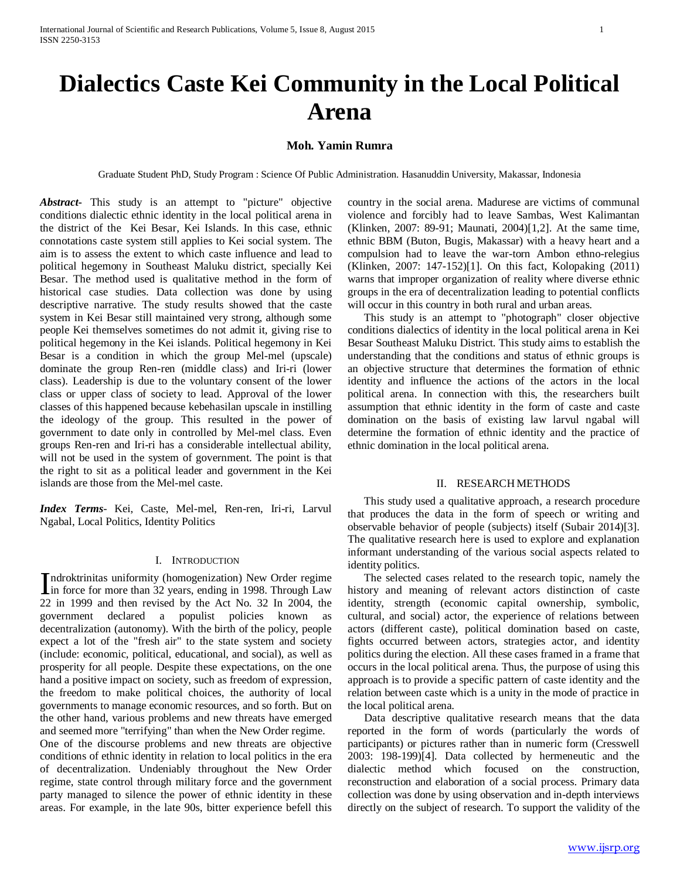# Dialectics Caste Kei Community in the Local Political Arena

**Moh. Yamin Rumra**

Graduate Student PhD, Study Program : Science Of Public Administration. Hasanuddin University, Makassar, Indonesia

***Abstract-*** This study is an attempt to "picture" objective conditions dialectic ethnic identity in the local political arena in the district of the Kei Besar, Kei Islands. In this case, ethnic connotations caste system still applies to Kei social system. The aim is to assess the extent to which caste influence and lead to political hegemony in Southeast Maluku district, specially Kei Besar. The method used is qualitative method in the form of historical case studies. Data collection was done by using descriptive narrative. The study results showed that the caste system in Kei Besar still maintained very strong, although some people Kei themselves sometimes do not admit it, giving rise to political hegemony in the Kei islands. Political hegemony in Kei Besar is a condition in which the group Mel-mel (upscale) dominate the group Ren-ren (middle class) and Iri-ri (lower class). Leadership is due to the voluntary consent of the lower class or upper class of society to lead. Approval of the lower classes of this happened because kebehasilan upscale in instilling the ideology of the group. This resulted in the power of government to date only in controlled by Mel-mel class. Even groups Ren-ren and Iri-ri has a considerable intellectual ability, will not be used in the system of government. The point is that the right to sit as a political leader and government in the Kei islands are those from the Mel-mel caste.

***Index Terms*-** Kei, Caste, Mel-mel, Ren-ren, Iri-ri, Larvul Ngabal, Local Politics, Identity Politics

## I. Introduction

Indroktrinitas uniformity (homogenization) New Order regime in force for more than 32 years, ending in 1998. Through Law 22 in 1999 and then revised by the Act No. 32 In 2004, the government declared a populist policies known as decentralization (autonomy). With the birth of the policy, people expect a lot of the "fresh air" to the state system and society (include: economic, political, educational, and social), as well as prosperity for all people. Despite these expectations, on the one hand a positive impact on society, such as freedom of expression, the freedom to make political choices, the authority of local governments to manage economic resources, and so forth. But on the other hand, various problems and new threats have emerged and seemed more "terrifying" than when the New Order regime.

One of the discourse problems and new threats are objective conditions of ethnic identity in relation to local politics in the era of decentralization. Undeniably throughout the New Order regime, state control through military force and the government party managed to silence the power of ethnic identity in these areas. For example, in the late 90s, bitter experience befell this country in the social arena. Madurese are victims of communal violence and forcibly had to leave Sambas, West Kalimantan (Klinken, 2007: 89-91; Maunati, 2004)[1,2]. At the same time, ethnic BBM (Buton, Bugis, Makassar) with a heavy heart and a compulsion had to leave the war-torn Ambon ethno-relegius (Klinken, 2007: 147-152)[1]. On this fact, Kolopaking (2011) warns that improper organization of reality where diverse ethnic groups in the era of decentralization leading to potential conflicts will occur in this country in both rural and urban areas.

This study is an attempt to "photograph" closer objective conditions dialectics of identity in the local political arena in Kei Besar Southeast Maluku District. This study aims to establish the understanding that the conditions and status of ethnic groups is an objective structure that determines the formation of ethnic identity and influence the actions of the actors in the local political arena. In connection with this, the researchers built assumption that ethnic identity in the form of caste and caste domination on the basis of existing law larvul ngabal will determine the formation of ethnic identity and the practice of ethnic domination in the local political arena.

## II. Research Methods

This study used a qualitative approach, a research procedure that produces the data in the form of speech or writing and observable behavior of people (subjects) itself (Subair 2014)[3]. The qualitative research here is used to explore and explanation informant understanding of the various social aspects related to identity politics.

The selected cases related to the research topic, namely the history and meaning of relevant actors distinction of caste identity, strength (economic capital ownership, symbolic, cultural, and social) actor, the experience of relations between actors (different caste), political domination based on caste, fights occurred between actors, strategies actor, and identity politics during the election. All these cases framed in a frame that occurs in the local political arena. Thus, the purpose of using this approach is to provide a specific pattern of caste identity and the relation between caste which is a unity in the mode of practice in the local political arena.

Data descriptive qualitative research means that the data reported in the form of words (particularly the words of participants) or pictures rather than in numeric form (Cresswell 2003: 198-199)[4]. Data collected by hermeneutic and the dialectic method which focused on the construction, reconstruction and elaboration of a social process. Primary data collection was done by using observation and in-depth interviews directly on the subject of research. To support the validity of the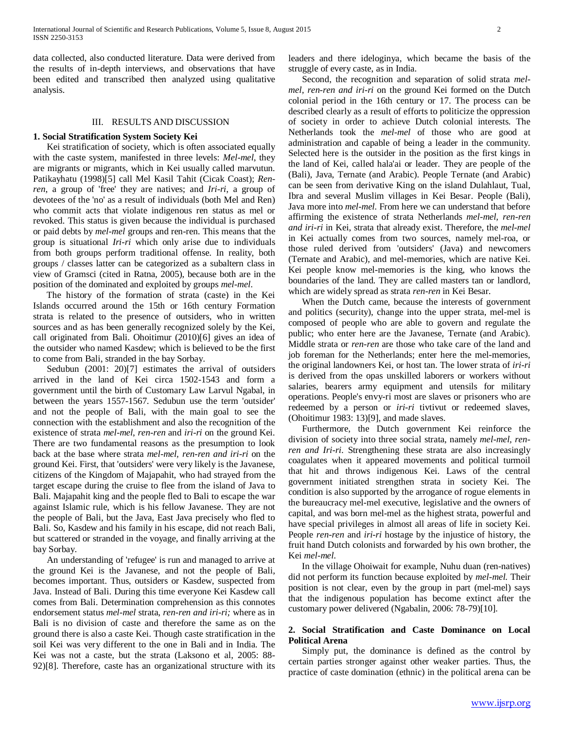data collected, also conducted literature. Data were derived from the results of in-depth interviews, and observations that have been edited and transcribed then analyzed using qualitative analysis.

## III. RESULTS AND DISCUSSION

### 1. Social Stratification System Society Kei

Kei stratification of society, which is often associated equally with the caste system, manifested in three levels: *Mel-mel*, they are migrants or migrants, which in Kei usually called marvutun. Patikayhatu (1998)[5] call Mel Kasil Tahit (Cicak Coast); *Ren-ren*, a group of 'free' they are natives; and *Iri-ri*, a group of devotees of the 'no' as a result of individuals (both Mel and Ren) who commit acts that violate indigenous ren status as mel or revoked. This status is given because the individual is purchased or paid debts by *mel-mel* groups and ren-ren. This means that the group is situational *Iri-ri* which only arise due to individuals from both groups perform traditional offense. In reality, both groups / classes latter can be categorized as a subaltern class in view of Gramsci (cited in Ratna, 2005), because both are in the position of the dominated and exploited by groups *mel-mel*.

The history of the formation of strata (caste) in the Kei Islands occurred around the 15th or 16th century Formation strata is related to the presence of outsiders, who in written sources and as has been generally recognized solely by the Kei, call originated from Bali. Ohoitimur (2010)[6] gives an idea of the outsider who named Kasdew; which is believed to be the first to come from Bali, stranded in the bay Sorbay.

Sedubun (2001: 20)[7] estimates the arrival of outsiders arrived in the land of Kei circa 1502-1543 and form a government until the birth of Customary Law Larvul Ngabal, in between the years 1557-1567. Sedubun use the term 'outsider' and not the people of Bali, with the main goal to see the connection with the establishment and also the recognition of the existence of strata *mel-mel*, *ren-ren* and *iri-ri* on the ground Kei. There are two fundamental reasons as the presumption to look back at the base where strata *mel-mel, ren-ren and iri-ri* on the ground Kei. First, that 'outsiders' were very likely is the Javanese, citizens of the Kingdom of Majapahit, who had strayed from the target escape during the cruise to flee from the island of Java to Bali. Majapahit king and the people fled to Bali to escape the war against Islamic rule, which is his fellow Javanese. They are not the people of Bali, but the Java, East Java precisely who fled to Bali. So, Kasdew and his family in his escape, did not reach Bali, but scattered or stranded in the voyage, and finally arriving at the bay Sorbay.

An understanding of 'refugee' is run and managed to arrive at the ground Kei is the Javanese, and not the people of Bali, becomes important. Thus, outsiders or Kasdew, suspected from Java. Instead of Bali. During this time everyone Kei Kasdew call comes from Bali. Determination comprehension as this connotes endorsement status *mel-mel* strata, *ren-ren and iri-ri;* where as in Bali is no division of caste and therefore the same as on the ground there is also a caste Kei. Though caste stratification in the soil Kei was very different to the one in Bali and in India. The Kei was not a caste, but the strata (Laksono et al, 2005: 88-92)[8]. Therefore, caste has an organizational structure with its leaders and there ideloginya, which became the basis of the struggle of every caste, as in India.

Second, the recognition and separation of solid strata *mel-mel, ren-ren and iri-ri* on the ground Kei formed on the Dutch colonial period in the 16th century or 17. The process can be described clearly as a result of efforts to politicize the oppression of society in order to achieve Dutch colonial interests. The Netherlands took the *mel-mel* of those who are good at administration and capable of being a leader in the community. Selected here is the outsider in the position as the first kings in the land of Kei, called hala'ai or leader. They are people of the (Bali), Java, Ternate (and Arabic). People Ternate (and Arabic) can be seen from derivative King on the island Dulahlaut, Tual, Ibra and several Muslim villages in Kei Besar. People (Bali), Java more into *mel-mel*. From here we can understand that before affirming the existence of strata Netherlands *mel-mel, ren-ren and iri-ri* in Kei, strata that already exist. Therefore, the *mel-mel* in Kei actually comes from two sources, namely mel-roa, or those ruled derived from 'outsiders' (Java) and newcomers (Ternate and Arabic), and mel-memories, which are native Kei. Kei people know mel-memories is the king, who knows the boundaries of the land. They are called masters tan or landlord, which are widely spread as strata *ren-ren* in Kei Besar.

When the Dutch came, because the interests of government and politics (security), change into the upper strata, mel-mel is composed of people who are able to govern and regulate the public; who enter here are the Javanese, Ternate (and Arabic). Middle strata or *ren-ren* are those who take care of the land and job foreman for the Netherlands; enter here the mel-memories, the original landowners Kei, or host tan. The lower strata of *iri-ri* is derived from the opas unskilled laborers or workers without salaries, bearers army equipment and utensils for military operations. People's envy-ri most are slaves or prisoners who are redeemed by a person or *iri-ri* tivtivut or redeemed slaves, (Ohoitimur 1983: 13)[9], and made slaves.

Furthermore, the Dutch government Kei reinforce the division of society into three social strata, namely *mel-mel, ren-ren and Iri-ri*. Strengthening these strata are also increasingly coagulates when it appeared movements and political turmoil that hit and throws indigenous Kei. Laws of the central government initiated strengthen strata in society Kei. The condition is also supported by the arrogance of rogue elements in the bureaucracy mel-mel executive, legislative and the owners of capital, and was born mel-mel as the highest strata, powerful and have special privileges in almost all areas of life in society Kei. People *ren-ren* and *iri-ri* hostage by the injustice of history, the fruit hand Dutch colonists and forwarded by his own brother, the Kei *mel-mel*.

In the village Ohoiwait for example, Nuhu duan (ren-natives) did not perform its function because exploited by *mel-mel*. Their position is not clear, even by the group in part (mel-mel) says that the indigenous population has become extinct after the customary power delivered (Ngabalin, 2006: 78-79)[10].

### 2. Social Stratification and Caste Dominance on Local Political Arena

Simply put, the dominance is defined as the control by certain parties stronger against other weaker parties. Thus, the practice of caste domination (ethnic) in the political arena can be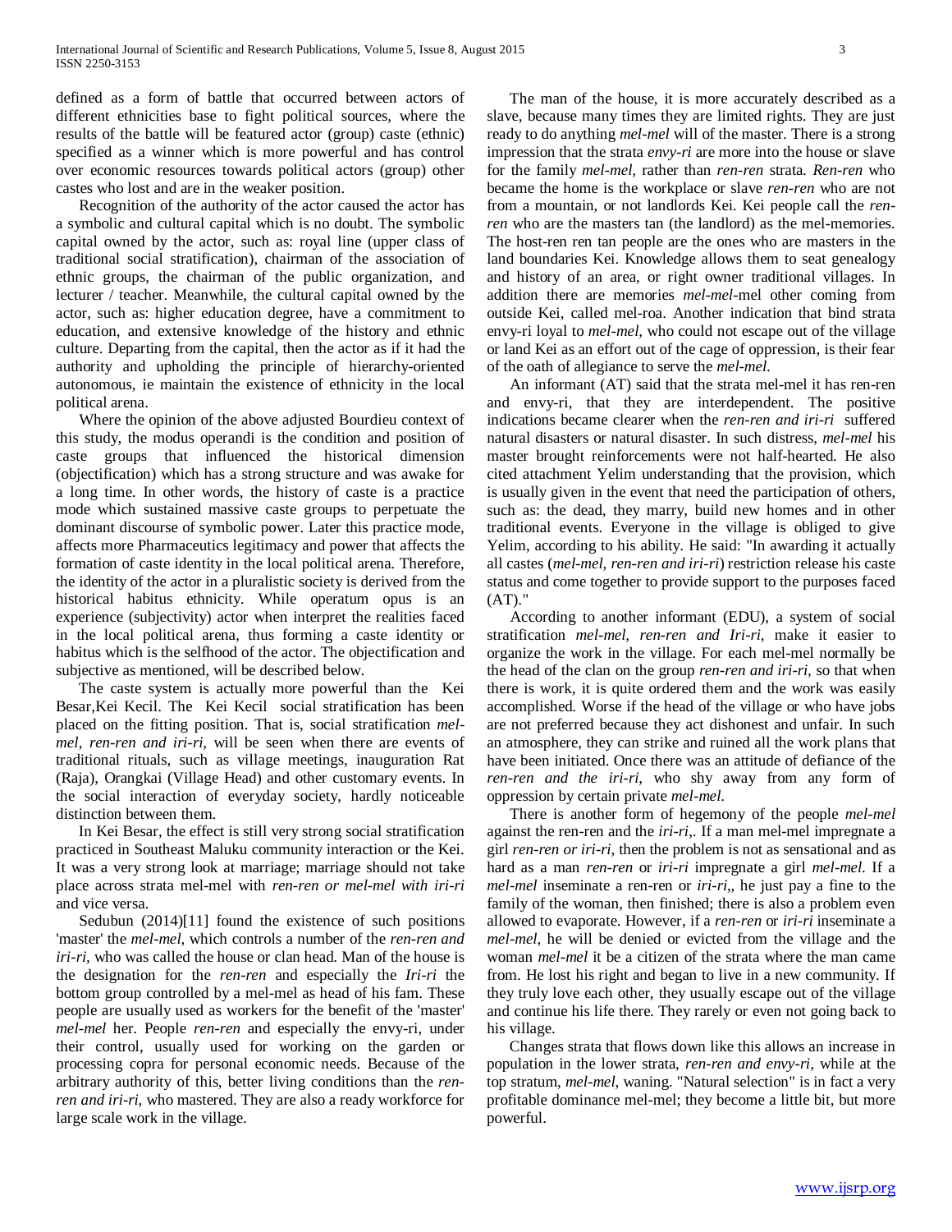defined as a form of battle that occurred between actors of different ethnicities base to fight political sources, where the results of the battle will be featured actor (group) caste (ethnic) specified as a winner which is more powerful and has control over economic resources towards political actors (group) other castes who lost and are in the weaker position.

Recognition of the authority of the actor caused the actor has a symbolic and cultural capital which is no doubt. The symbolic capital owned by the actor, such as: royal line (upper class of traditional social stratification), chairman of the association of ethnic groups, the chairman of the public organization, and lecturer / teacher. Meanwhile, the cultural capital owned by the actor, such as: higher education degree, have a commitment to education, and extensive knowledge of the history and ethnic culture. Departing from the capital, then the actor as if it had the authority and upholding the principle of hierarchy-oriented autonomous, ie maintain the existence of ethnicity in the local political arena.

Where the opinion of the above adjusted Bourdieu context of this study, the modus operandi is the condition and position of caste groups that influenced the historical dimension (objectification) which has a strong structure and was awake for a long time. In other words, the history of caste is a practice mode which sustained massive caste groups to perpetuate the dominant discourse of symbolic power. Later this practice mode, affects more Pharmaceutics legitimacy and power that affects the formation of caste identity in the local political arena. Therefore, the identity of the actor in a pluralistic society is derived from the historical habitus ethnicity. While operatum opus is an experience (subjectivity) actor when interpret the realities faced in the local political arena, thus forming a caste identity or habitus which is the selfhood of the actor. The objectification and subjective as mentioned, will be described below.

The caste system is actually more powerful than the Kei Besar,Kei Kecil. The Kei Kecil social stratification has been placed on the fitting position. That is, social stratification *mel-mel, ren-ren and iri-ri*, will be seen when there are events of traditional rituals, such as village meetings, inauguration Rat (Raja), Orangkai (Village Head) and other customary events. In the social interaction of everyday society, hardly noticeable distinction between them.

In Kei Besar, the effect is still very strong social stratification practiced in Southeast Maluku community interaction or the Kei. It was a very strong look at marriage; marriage should not take place across strata mel-mel with *ren-ren or mel-mel with iri-ri* and vice versa.

Sedubun (2014)[11] found the existence of such positions 'master' the *mel-mel*, which controls a number of the *ren-ren and iri-ri*, who was called the house or clan head. Man of the house is the designation for the *ren-ren* and especially the *Iri-ri* the bottom group controlled by a mel-mel as head of his fam. These people are usually used as workers for the benefit of the 'master' *mel-mel* her. People *ren-ren* and especially the envy-ri, under their control, usually used for working on the garden or processing copra for personal economic needs. Because of the arbitrary authority of this, better living conditions than the *ren-ren and iri-ri*, who mastered. They are also a ready workforce for large scale work in the village.

The man of the house, it is more accurately described as a slave, because many times they are limited rights. They are just ready to do anything *mel-mel* will of the master. There is a strong impression that the strata *envy-ri* are more into the house or slave for the family *mel-mel*, rather than *ren-ren* strata. *Ren-ren* who became the home is the workplace or slave *ren-ren* who are not from a mountain, or not landlords Kei. Kei people call the *ren-ren* who are the masters tan (the landlord) as the mel-memories. The host-ren ren tan people are the ones who are masters in the land boundaries Kei. Knowledge allows them to seat genealogy and history of an area, or right owner traditional villages. In addition there are memories *mel-mel*-mel other coming from outside Kei, called mel-roa. Another indication that bind strata envy-ri loyal to *mel-mel*, who could not escape out of the village or land Kei as an effort out of the cage of oppression, is their fear of the oath of allegiance to serve the *mel-mel*.

An informant (AT) said that the strata mel-mel it has ren-ren and envy-ri, that they are interdependent. The positive indications became clearer when the *ren-ren and iri-ri* suffered natural disasters or natural disaster. In such distress, *mel-mel* his master brought reinforcements were not half-hearted. He also cited attachment Yelim understanding that the provision, which is usually given in the event that need the participation of others, such as: the dead, they marry, build new homes and in other traditional events. Everyone in the village is obliged to give Yelim, according to his ability. He said: "In awarding it actually all castes (*mel-mel, ren-ren and iri-ri*) restriction release his caste status and come together to provide support to the purposes faced (AT)."

According to another informant (EDU), a system of social stratification *mel-mel, ren-ren and Iri-ri*, make it easier to organize the work in the village. For each mel-mel normally be the head of the clan on the group *ren-ren and iri-ri*, so that when there is work, it is quite ordered them and the work was easily accomplished. Worse if the head of the village or who have jobs are not preferred because they act dishonest and unfair. In such an atmosphere, they can strike and ruined all the work plans that have been initiated. Once there was an attitude of defiance of the *ren-ren and the iri-ri*, who shy away from any form of oppression by certain private *mel-mel*.

There is another form of hegemony of the people *mel-mel* against the ren-ren and the *iri-ri*,. If a man mel-mel impregnate a girl *ren-ren or iri-ri*, then the problem is not as sensational and as hard as a man *ren-ren* or *iri-ri* impregnate a girl *mel-mel*. If a *mel-mel* inseminate a ren-ren or *iri-ri*,, he just pay a fine to the family of the woman, then finished; there is also a problem even allowed to evaporate. However, if a *ren-ren* or *iri-ri* inseminate a *mel-mel*, he will be denied or evicted from the village and the woman *mel-mel* it be a citizen of the strata where the man came from. He lost his right and began to live in a new community. If they truly love each other, they usually escape out of the village and continue his life there. They rarely or even not going back to his village.

Changes strata that flows down like this allows an increase in population in the lower strata, *ren-ren and envy-ri*, while at the top stratum, *mel-mel*, waning. "Natural selection" is in fact a very profitable dominance mel-mel; they become a little bit, but more powerful.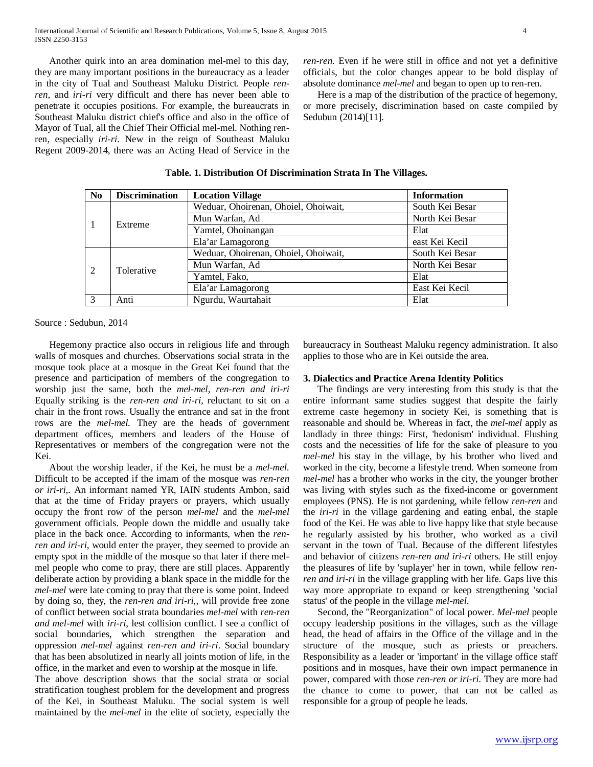Another quirk into an area domination mel-mel to this day, they are many important positions in the bureaucracy as a leader in the city of Tual and Southeast Maluku District. People *ren-ren,* and *iri-ri* very difficult and there has never been able to penetrate it occupies positions. For example, the bureaucrats in Southeast Maluku district chief's office and also in the office of Mayor of Tual, all the Chief Their Official mel-mel. Nothing ren-ren, especially *iri-ri.* New in the reign of Southeast Maluku Regent 2009-2014, there was an Acting Head of Service in the *ren-ren.* Even if he were still in office and not yet a definitive officials, but the color changes appear to be bold display of absolute dominance *mel-mel* and began to open up to ren-ren.

Here is a map of the distribution of the practice of hegemony, or more precisely, discrimination based on caste compiled by Sedubun (2014)[11].

**Table. 1. Distribution Of Discrimination Strata In The Villages.**

| No | Discrimination | Location Village | Information |
|---|---|---|---|
| 1 | Extreme | Weduar, Ohoirenan, Ohoiel, Ohoiwait, | South Kei Besar |
| | | Mun Warfan, Ad | North Kei Besar |
| | | Yamtel, Ohoinangan | Elat |
| | | Ela'ar Lamagorong | east Kei Kecil |
| 2 | Tolerative | Weduar, Ohoirenan, Ohoiel, Ohoiwait, | South Kei Besar |
| | | Mun Warfan, Ad | North Kei Besar |
| | | Yamtel, Fako, | Elat |
| | | Ela'ar Lamagorong | East Kei Kecil |
| 3 | Anti | Ngurdu, Waurtahait | Elat |

Source : Sedubun, 2014

Hegemony practice also occurs in religious life and through walls of mosques and churches. Observations social strata in the mosque took place at a mosque in the Great Kei found that the presence and participation of members of the congregation to worship just the same, both the *mel-mel, ren-ren and iri-ri* Equally striking is the *ren-ren and iri-ri,* reluctant to sit on a chair in the front rows. Usually the entrance and sat in the front rows are the *mel-mel.* They are the heads of government department offices, members and leaders of the House of Representatives or members of the congregation were not the Kei.

About the worship leader, if the Kei, he must be a *mel-mel.* Difficult to be accepted if the imam of the mosque was *ren-ren or iri-ri,.* An informant named YR, IAIN students Ambon, said that at the time of Friday prayers or prayers, which usually occupy the front row of the person *mel-mel* and the *mel-mel* government officials. People down the middle and usually take place in the back once. According to informants, when the *ren-ren and iri-ri,* would enter the prayer, they seemed to provide an empty spot in the middle of the mosque so that later if there mel-mel people who come to pray, there are still places. Apparently deliberate action by providing a blank space in the middle for the *mel-mel* were late coming to pray that there is some point. Indeed by doing so, they, the *ren-ren and iri-ri,,* will provide free zone of conflict between social strata boundaries *mel-mel* with *ren-ren and mel-mel* with *iri-ri,* lest collision conflict. I see a conflict of social boundaries, which strengthen the separation and oppression *mel-mel* against *ren-ren and iri-ri*. Social boundary that has been absolutized in nearly all joints motion of life, in the office, in the market and even to worship at the mosque in life.

The above description shows that the social strata or social stratification toughest problem for the development and progress of the Kei, in Southeast Maluku. The social system is well maintained by the *mel-mel* in the elite of society, especially the bureaucracy in Southeast Maluku regency administration. It also applies to those who are in Kei outside the area.

### 3. Dialectics and Practice Arena Identity Politics

The findings are very interesting from this study is that the entire informant same studies suggest that despite the fairly extreme caste hegemony in society Kei, is something that is reasonable and should be. Whereas in fact, the *mel-mel* apply as landlady in three things: First, 'hedonism' individual. Flushing costs and the necessities of life for the sake of pleasure to you *mel-mel* his stay in the village, by his brother who lived and worked in the city, become a lifestyle trend. When someone from *mel-mel* has a brother who works in the city, the younger brother was living with styles such as the fixed-income or government employees (PNS). He is not gardening, while fellow *ren-ren* and the *iri-ri* in the village gardening and eating enbal, the staple food of the Kei. He was able to live happy like that style because he regularly assisted by his brother, who worked as a civil servant in the town of Tual. Because of the different lifestyles and behavior of citizens *ren-ren and iri-ri* others. He still enjoy the pleasures of life by 'suplayer' her in town, while fellow *ren-ren and iri-ri* in the village grappling with her life. Gaps live this way more appropriate to expand or keep strengthening 'social status' of the people in the village *mel-mel.*

Second, the "Reorganization" of local power. *Mel-mel* people occupy leadership positions in the villages, such as the village head, the head of affairs in the Office of the village and in the structure of the mosque, such as priests or preachers. Responsibility as a leader or 'important' in the village office staff positions and in mosques, have their own impact permanence in power, compared with those *ren-ren or iri-ri*. They are more had the chance to come to power, that can not be called as responsible for a group of people he leads.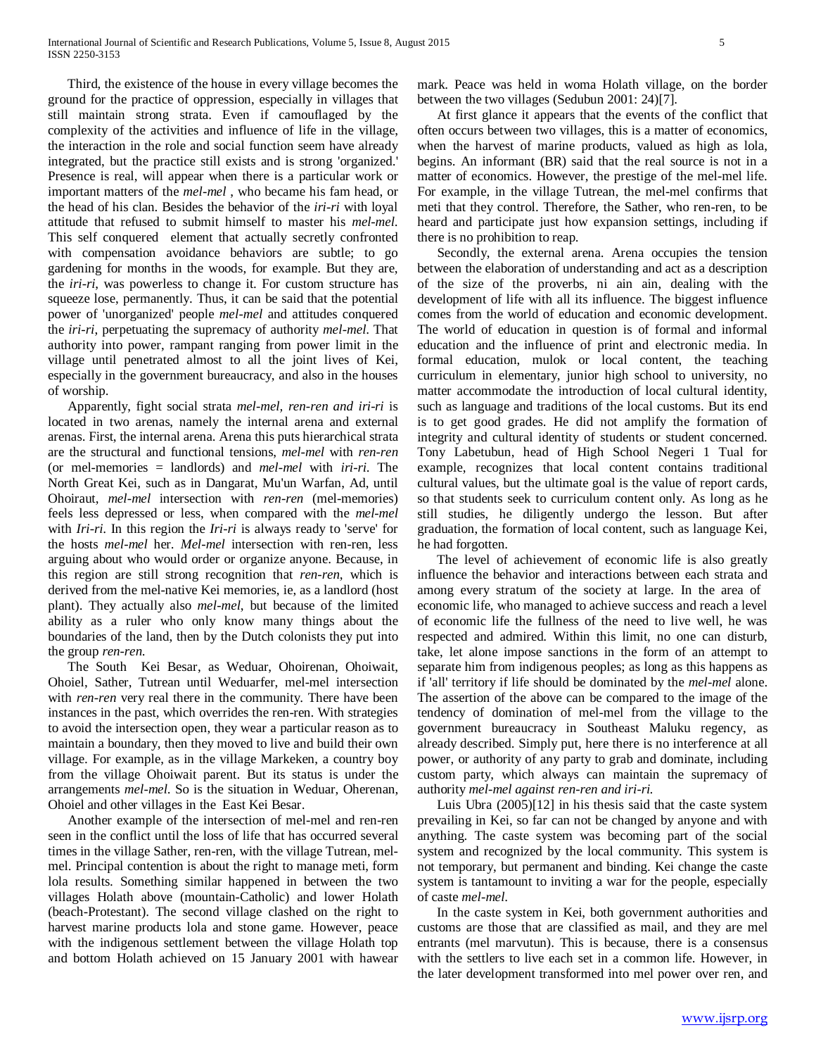Third, the existence of the house in every village becomes the ground for the practice of oppression, especially in villages that still maintain strong strata. Even if camouflaged by the complexity of the activities and influence of life in the village, the interaction in the role and social function seem have already integrated, but the practice still exists and is strong 'organized.' Presence is real, will appear when there is a particular work or important matters of the *mel-mel* , who became his fam head, or the head of his clan. Besides the behavior of the *iri-ri* with loyal attitude that refused to submit himself to master his *mel-mel*. This self conquered element that actually secretly confronted with compensation avoidance behaviors are subtle; to go gardening for months in the woods, for example. But they are, the *iri-ri*, was powerless to change it. For custom structure has squeeze lose, permanently. Thus, it can be said that the potential power of 'unorganized' people *mel-mel* and attitudes conquered the *iri-ri*, perpetuating the supremacy of authority *mel-mel*. That authority into power, rampant ranging from power limit in the village until penetrated almost to all the joint lives of Kei, especially in the government bureaucracy, and also in the houses of worship.

Apparently, fight social strata *mel-mel, ren-ren and iri-ri* is located in two arenas, namely the internal arena and external arenas. First, the internal arena. Arena this puts hierarchical strata are the structural and functional tensions, *mel-mel* with *ren-ren* (or mel-memories = landlords) and *mel-mel* with *iri-ri*. The North Great Kei, such as in Dangarat, Mu'un Warfan, Ad, until Ohoiraut, *mel-mel* intersection with *ren-ren* (mel-memories) feels less depressed or less, when compared with the *mel-mel* with *Iri-ri*. In this region the *Iri-ri* is always ready to 'serve' for the hosts *mel-mel* her. *Mel-mel* intersection with ren-ren, less arguing about who would order or organize anyone. Because, in this region are still strong recognition that *ren-ren*, which is derived from the mel-native Kei memories, ie, as a landlord (host plant). They actually also *mel-mel*, but because of the limited ability as a ruler who only know many things about the boundaries of the land, then by the Dutch colonists they put into the group *ren-ren*.

The South Kei Besar, as Weduar, Ohoirenan, Ohoiwait, Ohoiel, Sather, Tutrean until Weduarfer, mel-mel intersection with *ren-ren* very real there in the community. There have been instances in the past, which overrides the ren-ren. With strategies to avoid the intersection open, they wear a particular reason as to maintain a boundary, then they moved to live and build their own village. For example, as in the village Markeken, a country boy from the village Ohoiwait parent. But its status is under the arrangements *mel-mel*. So is the situation in Weduar, Oherenan, Ohoiel and other villages in the East Kei Besar.

Another example of the intersection of mel-mel and ren-ren seen in the conflict until the loss of life that has occurred several times in the village Sather, ren-ren, with the village Tutrean, mel-mel. Principal contention is about the right to manage meti, form lola results. Something similar happened in between the two villages Holath above (mountain-Catholic) and lower Holath (beach-Protestant). The second village clashed on the right to harvest marine products lola and stone game. However, peace with the indigenous settlement between the village Holath top and bottom Holath achieved on 15 January 2001 with hawear mark. Peace was held in woma Holath village, on the border between the two villages (Sedubun 2001: 24)[7].

At first glance it appears that the events of the conflict that often occurs between two villages, this is a matter of economics, when the harvest of marine products, valued as high as lola, begins. An informant (BR) said that the real source is not in a matter of economics. However, the prestige of the mel-mel life. For example, in the village Tutrean, the mel-mel confirms that meti that they control. Therefore, the Sather, who ren-ren, to be heard and participate just how expansion settings, including if there is no prohibition to reap.

Secondly, the external arena. Arena occupies the tension between the elaboration of understanding and act as a description of the size of the proverbs, ni ain ain, dealing with the development of life with all its influence. The biggest influence comes from the world of education and economic development. The world of education in question is of formal and informal education and the influence of print and electronic media. In formal education, mulok or local content, the teaching curriculum in elementary, junior high school to university, no matter accommodate the introduction of local cultural identity, such as language and traditions of the local customs. But its end is to get good grades. He did not amplify the formation of integrity and cultural identity of students or student concerned. Tony Labetubun, head of High School Negeri 1 Tual for example, recognizes that local content contains traditional cultural values, but the ultimate goal is the value of report cards, so that students seek to curriculum content only. As long as he still studies, he diligently undergo the lesson. But after graduation, the formation of local content, such as language Kei, he had forgotten.

The level of achievement of economic life is also greatly influence the behavior and interactions between each strata and among every stratum of the society at large. In the area of economic life, who managed to achieve success and reach a level of economic life the fullness of the need to live well, he was respected and admired. Within this limit, no one can disturb, take, let alone impose sanctions in the form of an attempt to separate him from indigenous peoples; as long as this happens as if 'all' territory if life should be dominated by the *mel-mel* alone. The assertion of the above can be compared to the image of the tendency of domination of mel-mel from the village to the government bureaucracy in Southeast Maluku regency, as already described. Simply put, here there is no interference at all power, or authority of any party to grab and dominate, including custom party, which always can maintain the supremacy of authority *mel-mel against ren-ren and iri-ri*.

Luis Ubra (2005)[12] in his thesis said that the caste system prevailing in Kei, so far can not be changed by anyone and with anything. The caste system was becoming part of the social system and recognized by the local community. This system is not temporary, but permanent and binding. Kei change the caste system is tantamount to inviting a war for the people, especially of caste *mel-mel*.

In the caste system in Kei, both government authorities and customs are those that are classified as mail, and they are mel entrants (mel marvutun). This is because, there is a consensus with the settlers to live each set in a common life. However, in the later development transformed into mel power over ren, and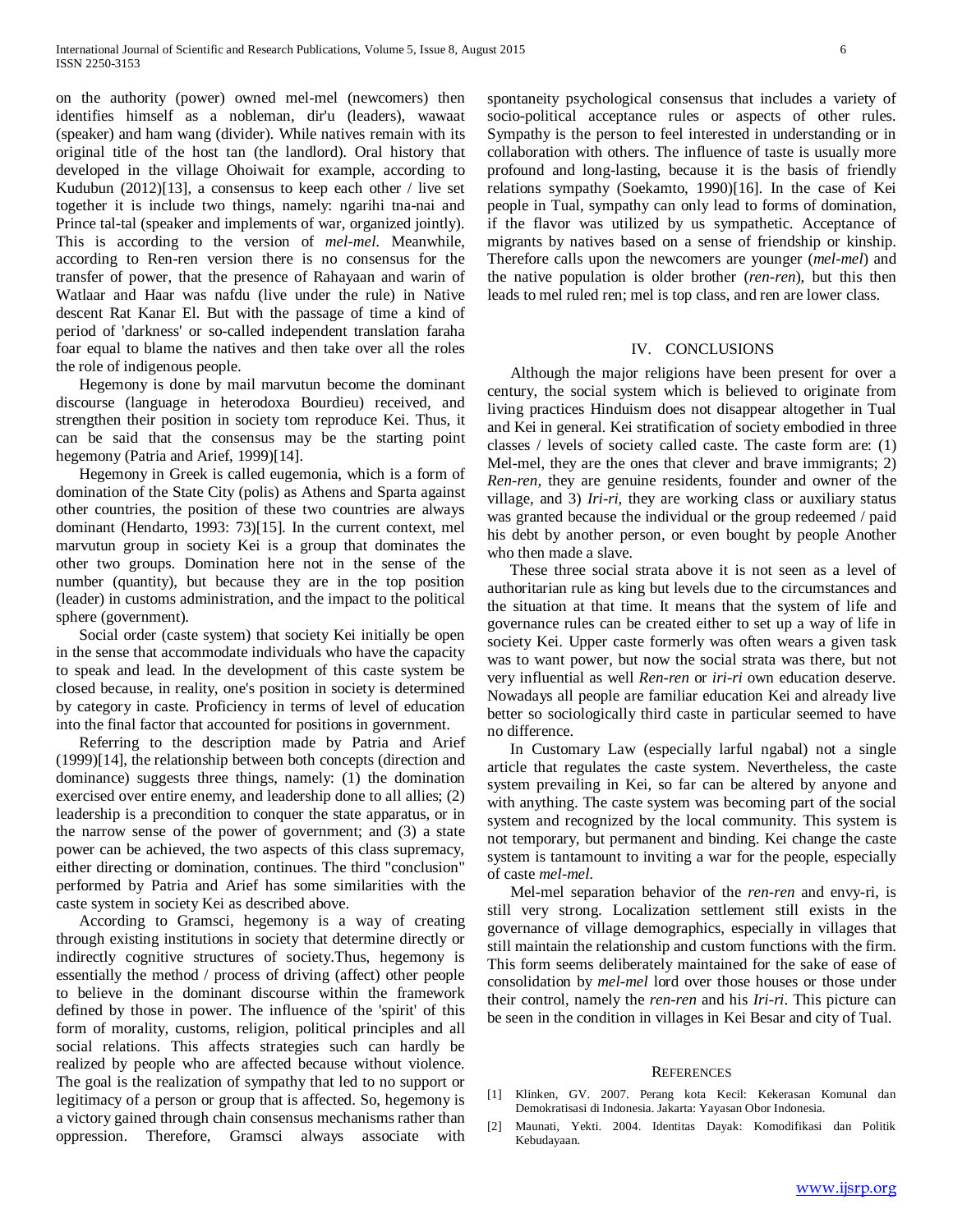on the authority (power) owned mel-mel (newcomers) then identifies himself as a nobleman, dir'u (leaders), wawaat (speaker) and ham wang (divider). While natives remain with its original title of the host tan (the landlord). Oral history that developed in the village Ohoiwait for example, according to Kudubun (2012)[13], a consensus to keep each other / live set together it is include two things, namely: ngarihi tna-nai and Prince tal-tal (speaker and implements of war, organized jointly). This is according to the version of *mel-mel*. Meanwhile, according to Ren-ren version there is no consensus for the transfer of power, that the presence of Rahayaan and warin of Watlaar and Haar was nafdu (live under the rule) in Native descent Rat Kanar El. But with the passage of time a kind of period of 'darkness' or so-called independent translation faraha foar equal to blame the natives and then take over all the roles the role of indigenous people.

Hegemony is done by mail marvutun become the dominant discourse (language in heterodoxa Bourdieu) received, and strengthen their position in society tom reproduce Kei. Thus, it can be said that the consensus may be the starting point hegemony (Patria and Arief, 1999)[14].

Hegemony in Greek is called eugemonia, which is a form of domination of the State City (polis) as Athens and Sparta against other countries, the position of these two countries are always dominant (Hendarto, 1993: 73)[15]. In the current context, mel marvutun group in society Kei is a group that dominates the other two groups. Domination here not in the sense of the number (quantity), but because they are in the top position (leader) in customs administration, and the impact to the political sphere (government).

Social order (caste system) that society Kei initially be open in the sense that accommodate individuals who have the capacity to speak and lead. In the development of this caste system be closed because, in reality, one's position in society is determined by category in caste. Proficiency in terms of level of education into the final factor that accounted for positions in government.

Referring to the description made by Patria and Arief (1999)[14], the relationship between both concepts (direction and dominance) suggests three things, namely: (1) the domination exercised over entire enemy, and leadership done to all allies; (2) leadership is a precondition to conquer the state apparatus, or in the narrow sense of the power of government; and (3) a state power can be achieved, the two aspects of this class supremacy, either directing or domination, continues. The third "conclusion" performed by Patria and Arief has some similarities with the caste system in society Kei as described above.

According to Gramsci, hegemony is a way of creating through existing institutions in society that determine directly or indirectly cognitive structures of society.Thus, hegemony is essentially the method / process of driving (affect) other people to believe in the dominant discourse within the framework defined by those in power. The influence of the 'spirit' of this form of morality, customs, religion, political principles and all social relations. This affects strategies such can hardly be realized by people who are affected because without violence. The goal is the realization of sympathy that led to no support or legitimacy of a person or group that is affected. So, hegemony is a victory gained through chain consensus mechanisms rather than oppression. Therefore, Gramsci always associate with spontaneity psychological consensus that includes a variety of socio-political acceptance rules or aspects of other rules. Sympathy is the person to feel interested in understanding or in collaboration with others. The influence of taste is usually more profound and long-lasting, because it is the basis of friendly relations sympathy (Soekamto, 1990)[16]. In the case of Kei people in Tual, sympathy can only lead to forms of domination, if the flavor was utilized by us sympathetic. Acceptance of migrants by natives based on a sense of friendship or kinship. Therefore calls upon the newcomers are younger (*mel-mel*) and the native population is older brother (*ren-ren*), but this then leads to mel ruled ren; mel is top class, and ren are lower class.

## IV. Conclusions

Although the major religions have been present for over a century, the social system which is believed to originate from living practices Hinduism does not disappear altogether in Tual and Kei in general. Kei stratification of society embodied in three classes / levels of society called caste. The caste form are: (1) Mel-mel, they are the ones that clever and brave immigrants; 2) *Ren-ren*, they are genuine residents, founder and owner of the village, and 3) *Iri-ri*, they are working class or auxiliary status was granted because the individual or the group redeemed / paid his debt by another person, or even bought by people Another who then made a slave.

These three social strata above it is not seen as a level of authoritarian rule as king but levels due to the circumstances and the situation at that time. It means that the system of life and governance rules can be created either to set up a way of life in society Kei. Upper caste formerly was often wears a given task was to want power, but now the social strata was there, but not very influential as well *Ren-ren* or *iri-ri* own education deserve. Nowadays all people are familiar education Kei and already live better so sociologically third caste in particular seemed to have no difference.

In Customary Law (especially larful ngabal) not a single article that regulates the caste system. Nevertheless, the caste system prevailing in Kei, so far can be altered by anyone and with anything. The caste system was becoming part of the social system and recognized by the local community. This system is not temporary, but permanent and binding. Kei change the caste system is tantamount to inviting a war for the people, especially of caste *mel-mel*.

Mel-mel separation behavior of the *ren-ren* and envy-ri, is still very strong. Localization settlement still exists in the governance of village demographics, especially in villages that still maintain the relationship and custom functions with the firm. This form seems deliberately maintained for the sake of ease of consolidation by *mel-mel* lord over those houses or those under their control, namely the *ren-ren* and his *Iri-ri*. This picture can be seen in the condition in villages in Kei Besar and city of Tual.

## References

[1] Klinken, GV. 2007. Perang kota Kecil: Kekerasan Komunal dan Demokratisasi di Indonesia. Jakarta: Yayasan Obor Indonesia.

[2] Maunati, Yekti. 2004. Identitas Dayak: Komodifikasi dan Politik Kebudayaan.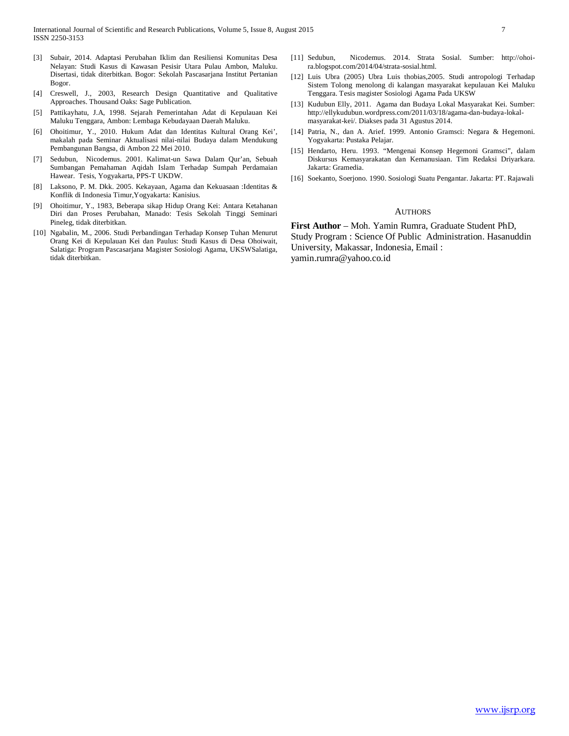[3] Subair, 2014. Adaptasi Perubahan Iklim dan Resiliensi Komunitas Desa Nelayan: Studi Kasus di Kawasan Pesisir Utara Pulau Ambon, Maluku. Disertasi, tidak diterbitkan. Bogor: Sekolah Pascasarjana Institut Pertanian Bogor.

[4] Creswell, J., 2003, Research Design Quantitative and Qualitative Approaches. Thousand Oaks: Sage Publication.

[5] Pattikayhatu, J.A, 1998. Sejarah Pemerintahan Adat di Kepulauan Kei Maluku Tenggara, Ambon: Lembaga Kebudayaan Daerah Maluku.

[6] Ohoitimur, Y., 2010. Hukum Adat dan Identitas Kultural Orang Kei', makalah pada Seminar Aktualisasi nilai-nilai Budaya dalam Mendukung Pembangunan Bangsa, di Ambon 22 Mei 2010.

[7] Sedubun, Nicodemus. 2001. Kalimat-un Sawa Dalam Qur'an, Sebuah Sumbangan Pemahaman Aqidah Islam Terhadap Sumpah Perdamaian Hawear. Tesis, Yogyakarta, PPS-T UKDW.

[8] Laksono, P. M. Dkk. 2005. Kekayaan, Agama dan Kekuasaan :Identitas & Konflik di Indonesia Timur,Yogyakarta: Kanisius.

[9] Ohoitimur, Y., 1983, Beberapa sikap Hidup Orang Kei: Antara Ketahanan Diri dan Proses Perubahan, Manado: Tesis Sekolah Tinggi Seminari Pineleg, tidak diterbitkan.

[10] Ngabalin, M., 2006. Studi Perbandingan Terhadap Konsep Tuhan Menurut Orang Kei di Kepulauan Kei dan Paulus: Studi Kasus di Desa Ohoiwait, Salatiga: Program Pascasarjana Magister Sosiologi Agama, UKSWSalatiga, tidak diterbitkan.

[11] Sedubun, Nicodemus. 2014. Strata Sosial. Sumber: http://ohoi-ra.blogspot.com/2014/04/strata-sosial.html.

[12] Luis Ubra (2005) Ubra Luis thobias,2005. Studi antropologi Terhadap Sistem Tolong menolong di kalangan masyarakat kepulauan Kei Maluku Tenggara. Tesis magister Sosiologi Agama Pada UKSW

[13] Kudubun Elly, 2011. Agama dan Budaya Lokal Masyarakat Kei. Sumber: http://ellykudubun.wordpress.com/2011/03/18/agama-dan-budaya-lokal-masyarakat-kei/. Diakses pada 31 Agustus 2014.

[14] Patria, N., dan A. Arief. 1999. Antonio Gramsci: Negara & Hegemoni. Yogyakarta: Pustaka Pelajar.

[15] Hendarto, Heru. 1993. "Mengenai Konsep Hegemoni Gramsci", dalam Diskursus Kemasyarakatan dan Kemanusiaan. Tim Redaksi Driyarkara. Jakarta: Gramedia.

[16] Soekanto, Soerjono. 1990. Sosiologi Suatu Pengantar. Jakarta: PT. Rajawali

## AUTHORS

**First Author** – Moh. Yamin Rumra, Graduate Student PhD, Study Program : Science Of Public Administration. Hasanuddin University, Makassar, Indonesia, Email : yamin.rumra@yahoo.co.id